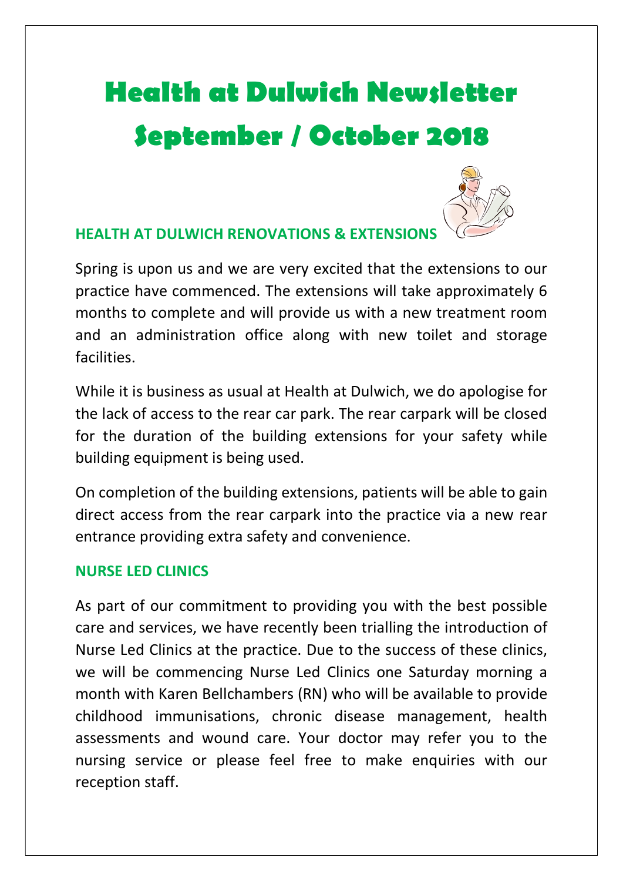# Health at Dulwich Newsletter September / October 2018

## HEALTH AT DULWICH RENOVATIONS & EXTENSIONS

Spring is upon us and we are very excited that the extensions to our practice have commenced. The extensions will take approximately 6 months to complete and will provide us with a new treatment room and an administration office along with new toilet and storage facilities.

While it is business as usual at Health at Dulwich, we do apologise for the lack of access to the rear car park. The rear carpark will be closed for the duration of the building extensions for your safety while building equipment is being used.

On completion of the building extensions, patients will be able to gain direct access from the rear carpark into the practice via a new rear entrance providing extra safety and convenience.

## NURSE LED CLINICS

As part of our commitment to providing you with the best possible care and services, we have recently been trialling the introduction of Nurse Led Clinics at the practice. Due to the success of these clinics, we will be commencing Nurse Led Clinics one Saturday morning a month with Karen Bellchambers (RN) who will be available to provide childhood immunisations, chronic disease management, health assessments and wound care. Your doctor may refer you to the nursing service or please feel free to make enquiries with our reception staff.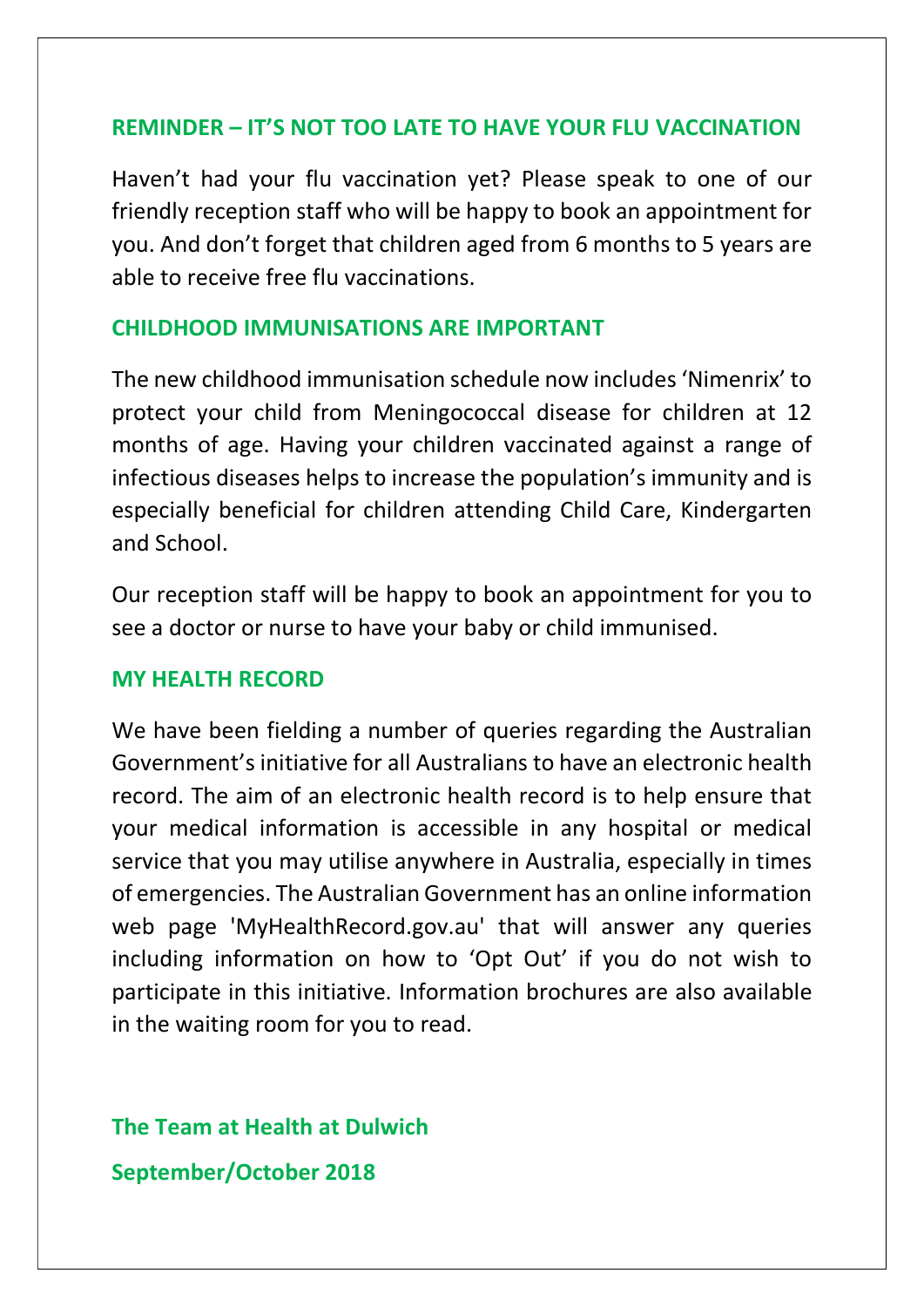## REMINDER – IT’S NOT TOO LATE TO HAVE YOUR FLU VACCINATION

Haven’t had your flu vaccination yet? Please speak to one of our friendly reception staff who will be happy to book an appointment for you. And don’t forget that children aged from 6 months to 5 years are able to receive free flu vaccinations.

## CHILDHOOD IMMUNISATIONS ARE IMPORTANT

The new childhood immunisation schedule now includes ‘Nimenrix’ to protect your child from Meningococcal disease for children at 12 months of age. Having your children vaccinated against a range of infectious diseases helps to increase the population’s immunity and is especially beneficial for children attending Child Care, Kindergarten and School.

Our reception staff will be happy to book an appointment for you to see a doctor or nurse to have your baby or child immunised.

## MY HEALTH RECORD

We have been fielding a number of queries regarding the Australian Government’s initiative for all Australians to have an electronic health record. The aim of an electronic health record is to help ensure that your medical information is accessible in any hospital or medical service that you may utilise anywhere in Australia, especially in times of emergencies. The Australian Government has an online information web page 'MyHealthRecord.gov.au' that will answer any queries including information on how to ‘Opt Out’ if you do not wish to participate in this initiative. Information brochures are also available in the waiting room for you to read.

**The Team at Health at Dulwich**

**September/October 2018**